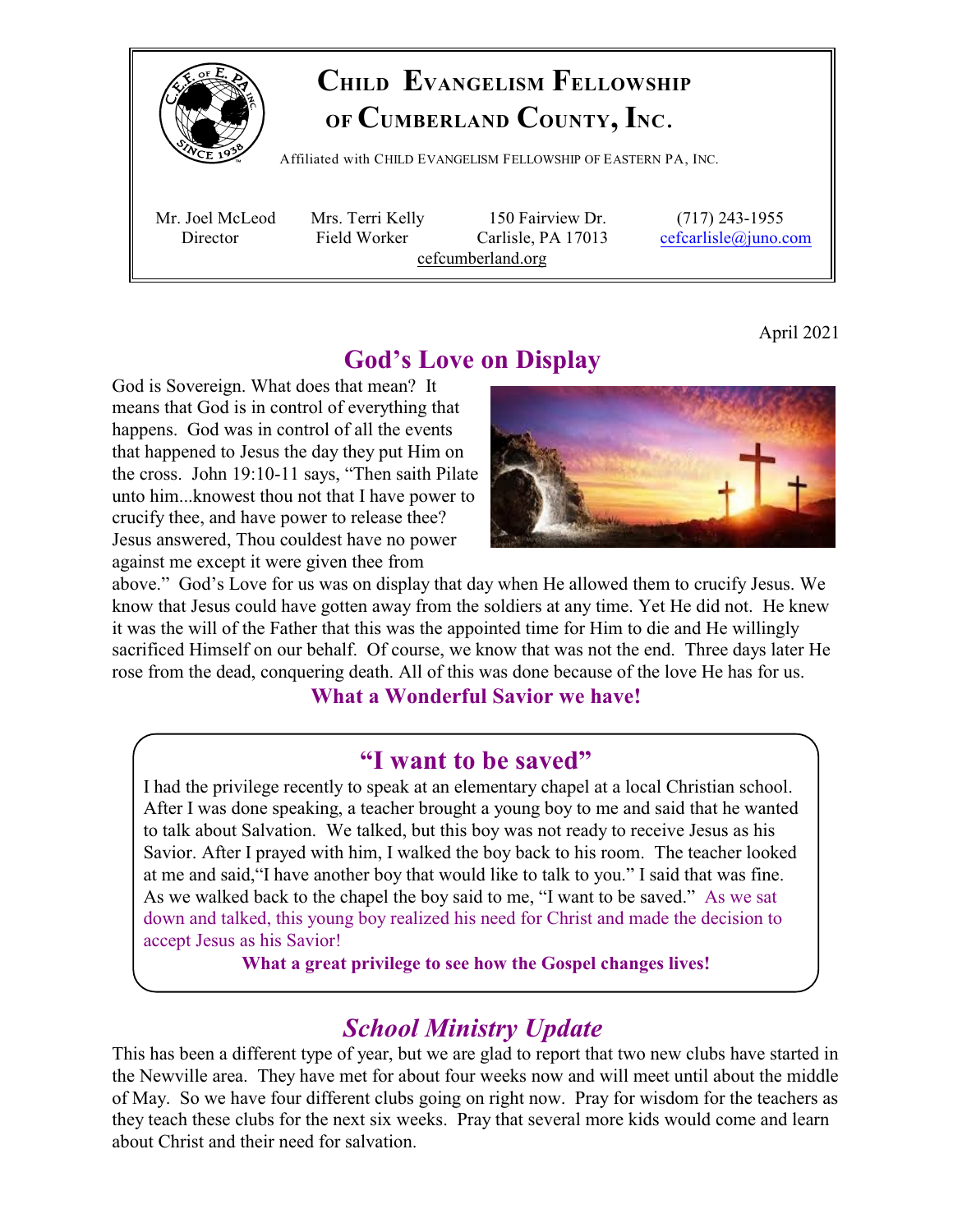# Child Evangelism Fellowship of Cumberland County, Inc.

Affiliated with CHILD EVANGELISM FELLOWSHIP OF EASTERN PA, INC.

| Mr. Joel McLeod | Mrs. Terri Kelly | 150 Fairview Dr. | (717) 243-1955 |
|---|---|---|---|
| Director | Field Worker | Carlisle, PA 17013 | cefcarlisle@juno.com |

cefcumberland.org

April 2021

## God's Love on Display

God is Sovereign. What does that mean? It means that God is in control of everything that happens. God was in control of all the events that happened to Jesus the day they put Him on the cross. John 19:10-11 says, "Then saith Pilate unto him...knowest thou not that I have power to crucify thee, and have power to release thee? Jesus answered, Thou couldest have no power against me except it were given thee from above." God's Love for us was on display that day when He allowed them to crucify Jesus. We know that Jesus could have gotten away from the soldiers at any time. Yet He did not. He knew it was the will of the Father that this was the appointed time for Him to die and He willingly sacrificed Himself on our behalf. Of course, we know that was not the end. Three days later He rose from the dead, conquering death. All of this was done because of the love He has for us.

**What a Wonderful Savior we have!**

## "I want to be saved"

I had the privilege recently to speak at an elementary chapel at a local Christian school. After I was done speaking, a teacher brought a young boy to me and said that he wanted to talk about Salvation. We talked, but this boy was not ready to receive Jesus as his Savior. After I prayed with him, I walked the boy back to his room. The teacher looked at me and said,"I have another boy that would like to talk to you." I said that was fine. As we walked back to the chapel the boy said to me, "I want to be saved." As we sat down and talked, this young boy realized his need for Christ and made the decision to accept Jesus as his Savior!

**What a great privilege to see how the Gospel changes lives!**

## *School Ministry Update*

This has been a different type of year, but we are glad to report that two new clubs have started in the Newville area. They have met for about four weeks now and will meet until about the middle of May. So we have four different clubs going on right now. Pray for wisdom for the teachers as they teach these clubs for the next six weeks. Pray that several more kids would come and learn about Christ and their need for salvation.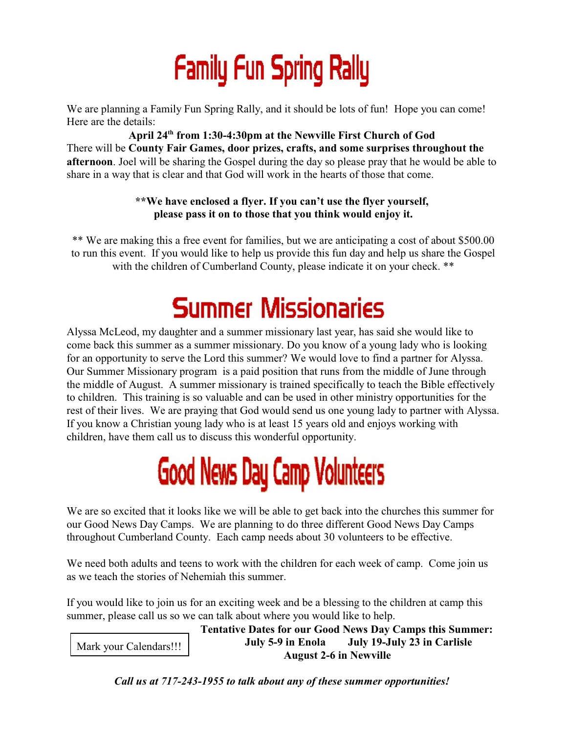# Family Fun Spring Rally

We are planning a Family Fun Spring Rally, and it should be lots of fun! Hope you can come! Here are the details:

**April 24th from 1:30-4:30pm at the Newville First Church of God**

There will be **County Fair Games, door prizes, crafts, and some surprises throughout the afternoon**. Joel will be sharing the Gospel during the day so please pray that he would be able to share in a way that is clear and that God will work in the hearts of those that come.

**\*\*We have enclosed a flyer. If you can't use the flyer yourself, please pass it on to those that you think would enjoy it.**

** We are making this a free event for families, but we are anticipating a cost of about $500.00 to run this event. If you would like to help us provide this fun day and help us share the Gospel with the children of Cumberland County, please indicate it on your check. **

# Summer Missionaries

Alyssa McLeod, my daughter and a summer missionary last year, has said she would like to come back this summer as a summer missionary. Do you know of a young lady who is looking for an opportunity to serve the Lord this summer? We would love to find a partner for Alyssa. Our Summer Missionary program is a paid position that runs from the middle of June through the middle of August. A summer missionary is trained specifically to teach the Bible effectively to children. This training is so valuable and can be used in other ministry opportunities for the rest of their lives. We are praying that God would send us one young lady to partner with Alyssa. If you know a Christian young lady who is at least 15 years old and enjoys working with children, have them call us to discuss this wonderful opportunity.

# Good News Day Camp Volunteers

We are so excited that it looks like we will be able to get back into the churches this summer for our Good News Day Camps. We are planning to do three different Good News Day Camps throughout Cumberland County. Each camp needs about 30 volunteers to be effective.

We need both adults and teens to work with the children for each week of camp. Come join us as we teach the stories of Nehemiah this summer.

If you would like to join us for an exciting week and be a blessing to the children at camp this summer, please call us so we can talk about where you would like to help.

Mark your Calendars!!!

**Tentative Dates for our Good News Day Camps this Summer:**
**July 5-9 in Enola July 19-July 23 in Carlisle**
**August 2-6 in Newville**

***Call us at 717-243-1955 to talk about any of these summer opportunities!***